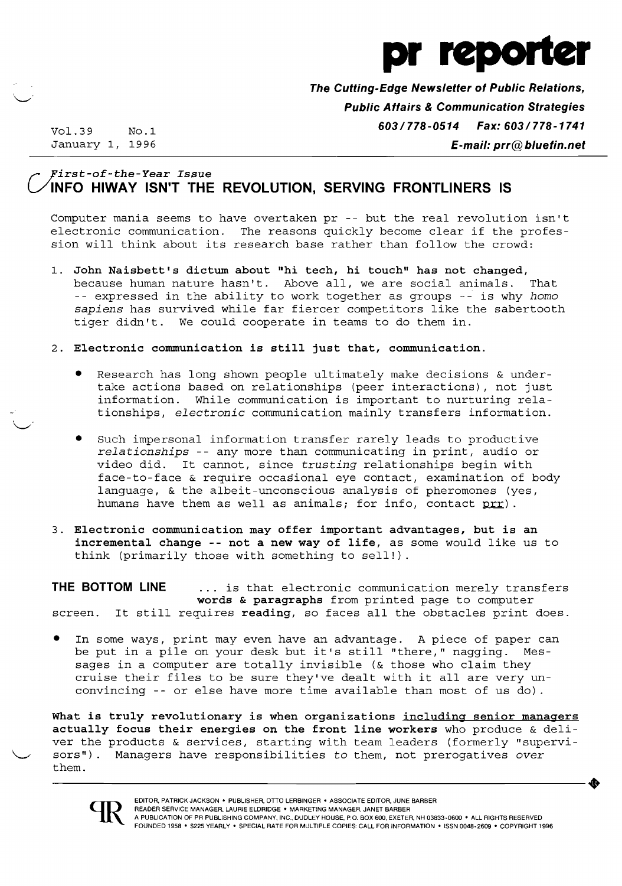# pr reporter

**The Cutting-Edge Newsletter of Public Relations, Public Affairs & Communication Strategies**

**603/778-0514 Fax: 603/778-1741**

**E-mail: prr@bluefin.net**

Vol.39 No.1
January 1, 1996

*First-of-the-Year Issue*

## INFO HIWAY ISN'T THE REVOLUTION, SERVING FRONTLINERS IS

Computer mania seems to have overtaken pr -- but the real revolution isn't electronic communication. The reasons quickly become clear if the profession will think about its research base rather than follow the crowd:

1. **John Naisbett's dictum about "hi tech, hi touch" has not changed,** because human nature hasn't. Above all, we are social animals. That -- expressed in the ability to work together as groups -- is why *homo sapiens* has survived while far fiercer competitors like the sabertooth tiger didn't. We could cooperate in teams to do them in.

2. **Electronic communication is still just that, communication.**

   - Research has long shown people ultimately make decisions & undertake actions based on relationships (peer interactions), not just information. While communication is important to nurturing relationships, *electronic* communication mainly transfers information.

   - Such impersonal information transfer rarely leads to productive *relationships* -- any more than communicating in print, audio or video did. It cannot, since *trusting* relationships begin with face-to-face & require occasional eye contact, examination of body language, & the albeit-unconscious analysis of pheromones (yes, humans have them as well as animals; for info, contact prr).

3. **Electronic communication may offer important advantages, but is an incremental change -- not a new way of life,** as some would like us to think (primarily those with something to sell!).

**THE BOTTOM LINE** ... is that electronic communication merely transfers **words & paragraphs** from printed page to computer screen. It still requires **reading**, so faces all the obstacles print does.

- In some ways, print may even have an advantage. A piece of paper can be put in a pile on your desk but it's still "there," nagging. Messages in a computer are totally invisible (& those who claim they cruise their files to be sure they've dealt with it all are very unconvincing -- or else have more time available than most of us do).

**What is truly revolutionary is when organizations including senior managers actually focus their energies on the front line workers** who produce & deliver the products & services, starting with team leaders (formerly "supervisors"). Managers have responsibilities *to* them, not prerogatives *over* them.

EDITOR, PATRICK JACKSON • PUBLISHER, OTTO LERBINGER • ASSOCIATE EDITOR, JUNE BARBER
READER SERVICE MANAGER, LAURIE ELDRIDGE • MARKETING MANAGER, JANET BARBER
A PUBLICATION OF PR PUBLISHING COMPANY, INC., DUDLEY HOUSE, P.O. BOX 600, EXETER, NH 03833-0600 • ALL RIGHTS RESERVED
FOUNDED 1958 • $225 YEARLY • SPECIAL RATE FOR MULTIPLE COPIES: CALL FOR INFORMATION • ISSN 0048-2609 • COPYRIGHT 1996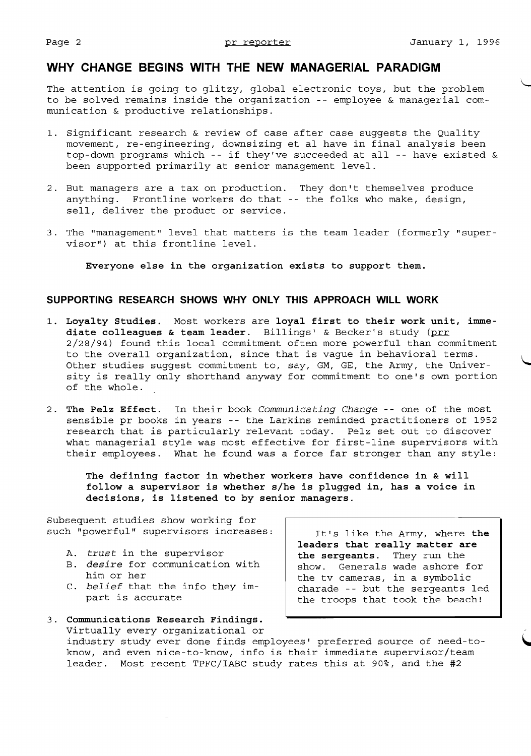## WHY CHANGE BEGINS WITH THE NEW MANAGERIAL PARADIGM

The attention is going to glitzy, global electronic toys, but the problem to be solved remains inside the organization -- employee & managerial communication & productive relationships.

1. Significant research & review of case after case suggests the Quality movement, re-engineering, downsizing et al have in final analysis been top-down programs which -- if they've succeeded at all -- have existed & been supported primarily at senior management level.

2. But managers are a tax on production. They don't themselves produce anything. Frontline workers do that -- the folks who make, design, sell, deliver the product or service.

3. The "management" level that matters is the team leader (formerly "supervisor") at this frontline level.

   **Everyone else in the organization exists to support them.**

## SUPPORTING RESEARCH SHOWS WHY ONLY THIS APPROACH WILL WORK

1. **Loyalty Studies.** Most workers are **loyal first to their work unit, immediate colleagues & team leader.** Billings' & Becker's study (prr 2/28/94) found this local commitment often more powerful than commitment to the overall organization, since that is vague in behavioral terms. Other studies suggest commitment to, say, GM, GE, the Army, the University is really only shorthand anyway for commitment to one's own portion of the whole.

2. **The Pelz Effect.** In their book *Communicating Change* -- one of the most sensible pr books in years -- the Larkins reminded practitioners of 1952 research that is particularly relevant today. Pelz set out to discover what managerial style was most effective for first-line supervisors with their employees. What he found was a force far stronger than any style:

   **The defining factor in whether workers have confidence in & will follow a supervisor is whether s/he is plugged in, has a voice in decisions, is listened to by senior managers.**

Subsequent studies show working for such "powerful" supervisors increases:

   A. *trust* in the supervisor
   B. *desire* for communication with him or her
   C. *belief* that the info they impart is accurate

> It's like the Army, where **the leaders that really matter are the sergeants.** They run the show. Generals wade ashore for the tv cameras, in a symbolic charade -- but the sergeants led the troops that took the beach!

3. **Communications Research Findings.** Virtually every organizational or industry study ever done finds employees' preferred source of need-to-know, and even nice-to-know, info is their immediate supervisor/team leader. Most recent TPFC/IABC study rates this at 90%, and the #2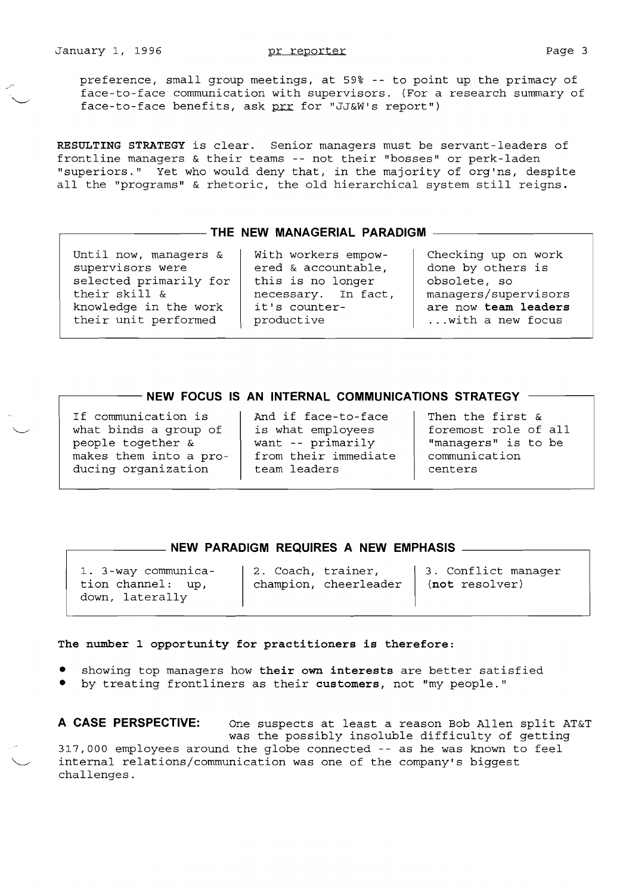preference, small group meetings, at 59% -- to point up the primacy of face-to-face communication with supervisors. (For a research summary of face-to-face benefits, ask prr for "JJ&W's report")

**RESULTING STRATEGY** is clear. Senior managers must be servant-leaders of frontline managers & their teams -- not their "bosses" or perk-laden "superiors." Yet who would deny that, in the majority of org'ns, despite all the "programs" & rhetoric, the old hierarchical system still reigns.

### THE NEW MANAGERIAL PARADIGM

| | | |
|---|---|---|
| Until now, managers & supervisors were selected primarily for their skill & knowledge in the work their unit performed | With workers empowered & accountable, this is no longer necessary. In fact, it's counter-productive | Checking up on work done by others is obsolete, so managers/supervisors are now **team leaders** ...with a new focus |

### NEW FOCUS IS AN INTERNAL COMMUNICATIONS STRATEGY

| | | |
|---|---|---|
| If communication is what binds a group of people together & makes them into a producing organization | And if face-to-face is what employees want -- primarily from their immediate team leaders | Then the first & foremost role of all "managers" is to be communication centers |

### NEW PARADIGM REQUIRES A NEW EMPHASIS

| | | |
|---|---|---|
| 1. 3-way communication channel: up, down, laterally | 2. Coach, trainer, champion, cheerleader | 3. Conflict manager (**not** resolver) |

**The number 1 opportunity for practitioners is therefore:**

- showing top managers how **their own interests** are better satisfied
- by treating frontliners as their **customers**, not "my people."

**A CASE PERSPECTIVE:** One suspects at least a reason Bob Allen split AT&T was the possibly insoluble difficulty of getting 317,000 employees around the globe connected -- as he was known to feel internal relations/communication was one of the company's biggest challenges.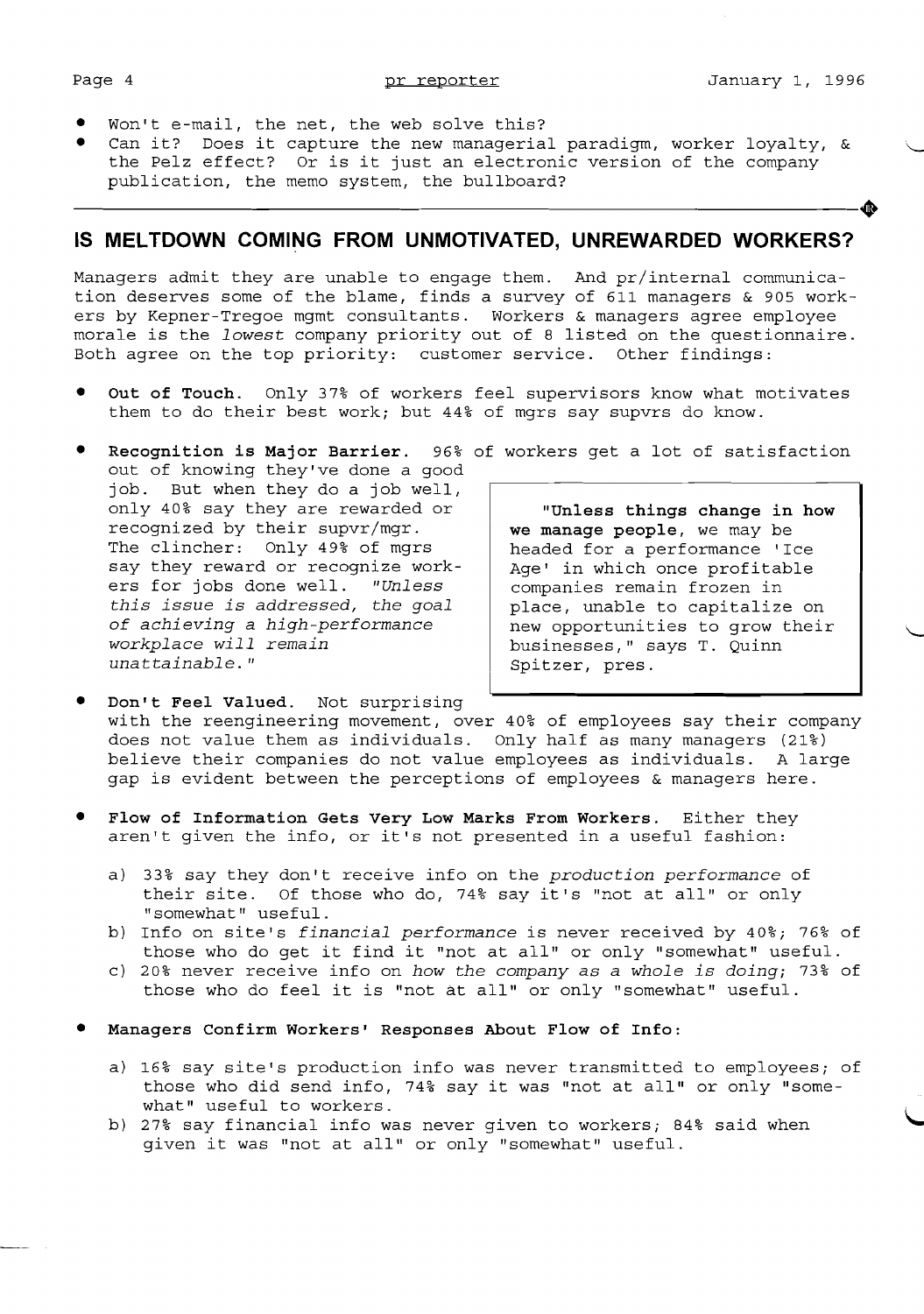- Won't e-mail, the net, the web solve this?
- Can it? Does it capture the new managerial paradigm, worker loyalty, & the Pelz effect? Or is it just an electronic version of the company publication, the memo system, the bullboard?

---

## IS MELTDOWN COMING FROM UNMOTIVATED, UNREWARDED WORKERS?

Managers admit they are unable to engage them. And pr/internal communication deserves some of the blame, finds a survey of 611 managers & 905 workers by Kepner-Tregoe mgmt consultants. Workers & managers agree employee morale is the *lowest* company priority out of 8 listed on the questionnaire. Both agree on the top priority: customer service. Other findings:

- **Out of Touch.** Only 37% of workers feel supervisors know what motivates them to do their best work; but 44% of mgrs say supvrs do know.

- **Recognition is Major Barrier.** 96% of workers get a lot of satisfaction out of knowing they've done a good job. But when they do a job well, only 40% say they are rewarded or recognized by their supvr/mgr. The clincher: Only 49% of mgrs say they reward or recognize workers for jobs done well. *"Unless this issue is addressed, the goal of achieving a high-performance workplace will remain unattainable."*

> **"Unless things change in how we manage people,** we may be headed for a performance 'Ice Age' in which once profitable companies remain frozen in place, unable to capitalize on new opportunities to grow their businesses," says T. Quinn Spitzer, pres.

- **Don't Feel Valued.** Not surprising with the reengineering movement, over 40% of employees say their company does not value them as individuals. Only half as many managers (21%) believe their companies do not value employees as individuals. A large gap is evident between the perceptions of employees & managers here.

- **Flow of Information Gets Very Low Marks From Workers.** Either they aren't given the info, or it's not presented in a useful fashion:

  a) 33% say they don't receive info on the *production performance* of their site. Of those who do, 74% say it's "not at all" or only "somewhat" useful.
  
  b) Info on site's *financial performance* is never received by 40%; 76% of those who do get it find it "not at all" or only "somewhat" useful.
  
  c) 20% never receive info on *how the company as a whole is doing*; 73% of those who do feel it is "not at all" or only "somewhat" useful.

- **Managers Confirm Workers' Responses About Flow of Info:**

  a) 16% say site's production info was never transmitted to employees; of those who did send info, 74% say it was "not at all" or only "somewhat" useful to workers.
  
  b) 27% say financial info was never given to workers; 84% said when given it was "not at all" or only "somewhat" useful.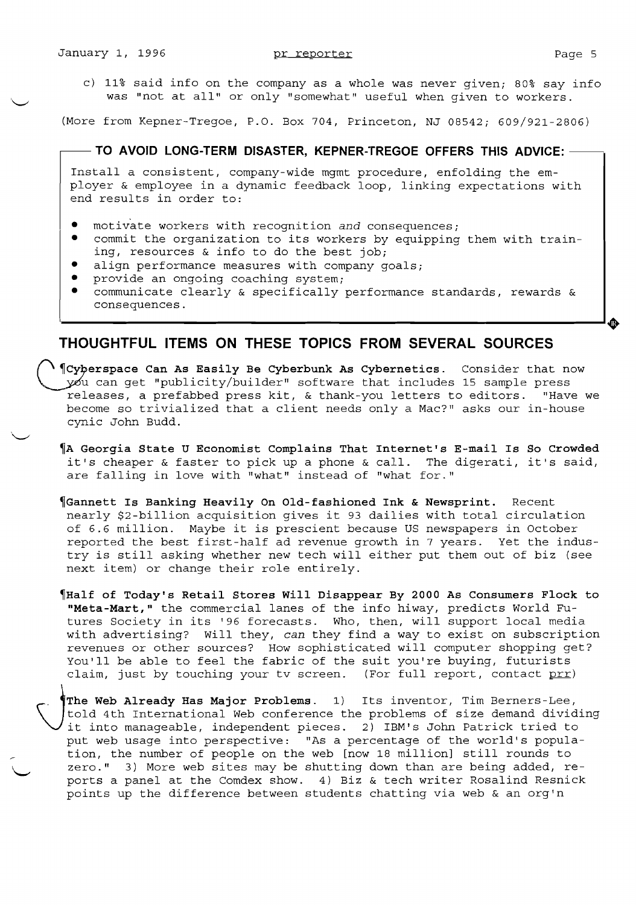c) 11% said info on the company as a whole was never given; 80% say info was "not at all" or only "somewhat" useful when given to workers.

(More from Kepner-Tregoe, P.O. Box 704, Princeton, NJ 08542; 609/921-2806)

**TO AVOID LONG-TERM DISASTER, KEPNER-TREGOE OFFERS THIS ADVICE:**

Install a consistent, company-wide mgmt procedure, enfolding the employer & employee in a dynamic feedback loop, linking expectations with end results in order to:

- motivate workers with recognition *and* consequences;
- commit the organization to its workers by equipping them with training, resources & info to do the best job;
- align performance measures with company goals;
- provide an ongoing coaching system;
- communicate clearly & specifically performance standards, rewards & consequences.

## THOUGHTFUL ITEMS ON THESE TOPICS FROM SEVERAL SOURCES

¶**Cyberspace Can As Easily Be Cyberbunk As Cybernetics.** Consider that now you can get "publicity/builder" software that includes 15 sample press releases, a prefabbed press kit, & thank-you letters to editors. "Have we become so trivialized that a client needs only a Mac?" asks our in-house cynic John Budd.

¶**A Georgia State U Economist Complains That Internet's E-mail Is So Crowded** it's cheaper & faster to pick up a phone & call. The digerati, it's said, are falling in love with "what" instead of "what for."

¶**Gannett Is Banking Heavily On Old-fashioned Ink & Newsprint.** Recent nearly $2-billion acquisition gives it 93 dailies with total circulation of 6.6 million. Maybe it is prescient because US newspapers in October reported the best first-half ad revenue growth in 7 years. Yet the industry is still asking whether new tech will either put them out of biz (see next item) or change their role entirely.

¶**Half of Today's Retail Stores Will Disappear By 2000 As Consumers Flock to "Meta-Mart,"** the commercial lanes of the info hiway, predicts World Futures Society in its '96 forecasts. Who, then, will support local media with advertising? Will they, *can* they find a way to exist on subscription revenues or other sources? How sophisticated will computer shopping get? You'll be able to feel the fabric of the suit you're buying, futurists claim, just by touching your tv screen. (For full report, contact prr)

¶**The Web Already Has Major Problems.** 1) Its inventor, Tim Berners-Lee, told 4th International Web conference the problems of size demand dividing it into manageable, independent pieces. 2) IBM's John Patrick tried to put web usage into perspective: "As a percentage of the world's population, the number of people on the web [now 18 million] still rounds to zero." 3) More web sites may be shutting down than are being added, reports a panel at the Comdex show. 4) Biz & tech writer Rosalind Resnick points up the difference between students chatting via web & an org'n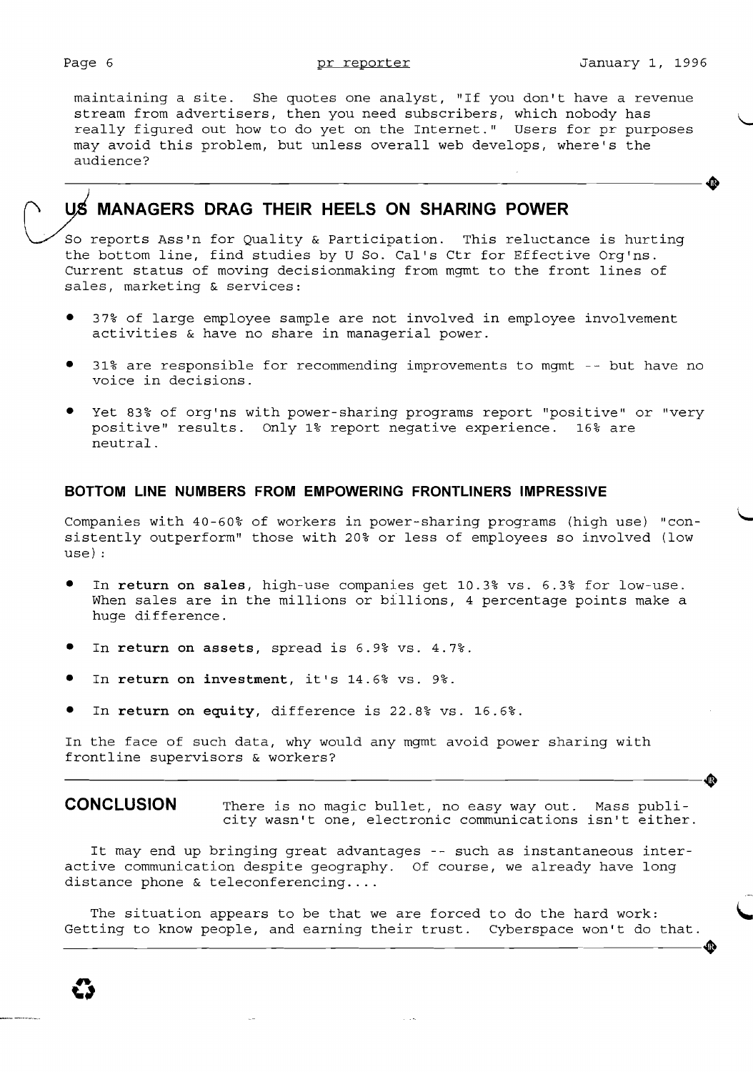maintaining a site. She quotes one analyst, "If you don't have a revenue stream from advertisers, then you need subscribers, which nobody has really figured out how to do yet on the Internet." Users for pr purposes may avoid this problem, but unless overall web develops, where's the audience?

## US MANAGERS DRAG THEIR HEELS ON SHARING POWER

So reports Ass'n for Quality & Participation. This reluctance is hurting the bottom line, find studies by U So. Cal's Ctr for Effective Org'ns. Current status of moving decisionmaking from mgmt to the front lines of sales, marketing & services:

- 37% of large employee sample are not involved in employee involvement activities & have no share in managerial power.
- 31% are responsible for recommending improvements to mgmt -- but have no voice in decisions.
- Yet 83% of org'ns with power-sharing programs report "positive" or "very positive" results. Only 1% report negative experience. 16% are neutral.

### BOTTOM LINE NUMBERS FROM EMPOWERING FRONTLINERS IMPRESSIVE

Companies with 40-60% of workers in power-sharing programs (high use) "consistently outperform" those with 20% or less of employees so involved (low use):

- In **return on sales**, high-use companies get 10.3% vs. 6.3% for low-use. When sales are in the millions or billions, 4 percentage points make a huge difference.
- In **return on assets**, spread is 6.9% vs. 4.7%.
- In **return on investment**, it's 14.6% vs. 9%.
- In **return on equity**, difference is 22.8% vs. 16.6%.

In the face of such data, why would any mgmt avoid power sharing with frontline supervisors & workers?

## CONCLUSION

There is no magic bullet, no easy way out. Mass publicity wasn't one, electronic communications isn't either.

It may end up bringing great advantages -- such as instantaneous interactive communication despite geography. Of course, we already have long distance phone & teleconferencing....

The situation appears to be that we are forced to do the hard work: Getting to know people, and earning their trust. Cyberspace won't do that.